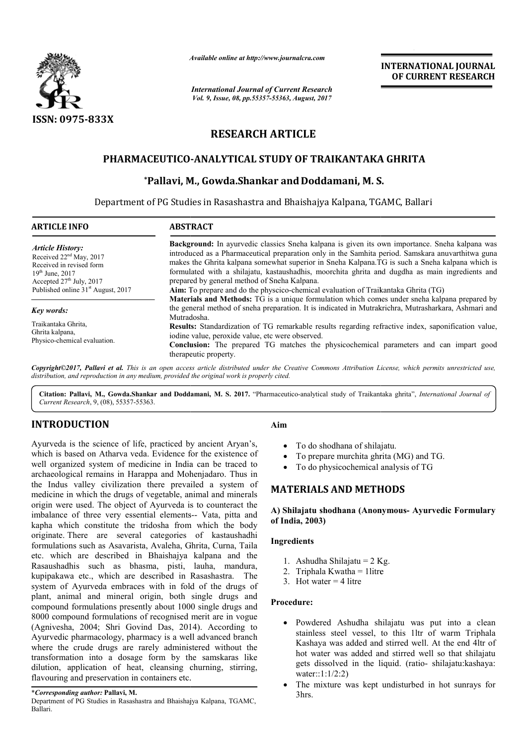*Available online at http://www.journalcra.com*

*International Journal of Current Research*
*Vol. 9, Issue, 08, pp.55357-55363, August, 2017*

**ISSN: 0975-833X**

**INTERNATIONAL JOURNAL OF CURRENT RESEARCH**

# RESEARCH ARTICLE

# PHARMACEUTICO-ANALYTICAL STUDY OF TRAIKANTAKA GHRITA

**\*Pallavi, M., Gowda.Shankar and Doddamani, M. S.**

Department of PG Studies in Rasashastra and Bhaishajya Kalpana, TGAMC, Ballari

**ARTICLE INFO**

*Article History:*
Received 22nd May, 2017
Received in revised form
19th June, 2017
Accepted 27th July, 2017
Published online 31st August, 2017

*Key words:*
Traikantaka Ghrita,
Ghrita kalpana,
Physico-chemical evaluation.

**ABSTRACT**

**Background:** In ayurvedic classics Sneha kalpana is given its own importance. Sneha kalpana was introduced as a Pharmaceutical preparation only in the Samhita period. Samskara anuvarthitwa guna makes the Ghrita kalpana somewhat superior in Sneha Kalpana.TG is such a Sneha kalpana which is formulated with a shilajatu, kastaushadhis, moorchita ghrita and dugdha as main ingredients and prepared by general method of Sneha Kalpana.

**Aim:** To prepare and do the physcico-chemical evaluation of Traikantaka Ghrita (TG)

**Materials and Methods:** TG is a unique formulation which comes under sneha kalpana prepared by the general method of sneha preparation. It is indicated in Mutrakrichra, Mutrasharkara, Ashmari and Mutradosha.

**Results:** Standardization of TG remarkable results regarding refractive index, saponification value, iodine value, peroxide value, etc were observed.

**Conclusion:** The prepared TG matches the physicochemical parameters and can impart good therapeutic property.

*Copyright©2017, Pallavi et al. This is an open access article distributed under the Creative Commons Attribution License, which permits unrestricted use, distribution, and reproduction in any medium, provided the original work is properly cited.*

**Citation: Pallavi, M., Gowda.Shankar and Doddamani, M. S. 2017.** "Pharmaceutico-analytical study of Traikantaka ghrita", *International Journal of Current Research*, 9, (08), 55357-55363.

## INTRODUCTION

Ayurveda is the science of life, practiced by ancient Aryan's, which is based on Atharva veda. Evidence for the existence of well organized system of medicine in India can be traced to archaeological remains in Harappa and Mohenjadaro. Thus in the Indus valley civilization there prevailed a system of medicine in which the drugs of vegetable, animal and minerals origin were used. The object of Ayurveda is to counteract the imbalance of three very essential elements-- Vata, pitta and kapha which constitute the tridosha from which the body originate. There are several categories of kastaushadhi formulations such as Asavarista, Avaleha, Ghrita, Curna, Taila etc. which are described in Bhaishajya kalpana and the Rasaushadhis such as bhasma, pisti, lauha, mandura, kupipakawa etc., which are described in Rasashastra. The system of Ayurveda embraces with in fold of the drugs of plant, animal and mineral origin, both single drugs and compound formulations presently about 1000 single drugs and 8000 compound formulations of recognised merit are in vogue (Agnivesha, 2004; Shri Govind Das, 2014). According to Ayurvedic pharmacology, pharmacy is a well advanced branch where the crude drugs are rarely administered without the transformation into a dosage form by the samskaras like dilution, application of heat, cleansing churning, stirring, flavouring and preservation in containers etc.

\**Corresponding author:* **Pallavi, M.**
Department of PG Studies in Rasashastra and Bhaishajya Kalpana, TGAMC, Ballari.

### Aim

- To do shodhana of shilajatu.
- To prepare murchita ghrita (MG) and TG.
- To do physicochemical analysis of TG

## MATERIALS AND METHODS

### A) Shilajatu shodhana (Anonymous- Ayurvedic Formulary of India, 2003)

#### Ingredients

1. Ashudha Shilajatu = 2 Kg.
2. Triphala Kwatha = 1litre
3. Hot water = 4 litre

#### Procedure:

- Powdered Ashudha shilajatu was put into a clean stainless steel vessel, to this 1ltr of warm Triphala Kashaya was added and stirred well. At the end 4ltr of hot water was added and stirred well so that shilajatu gets dissolved in the liquid. (ratio- shilajatu:kashaya: water::1:1/2:2)
- The mixture was kept undisturbed in hot sunrays for 3hrs.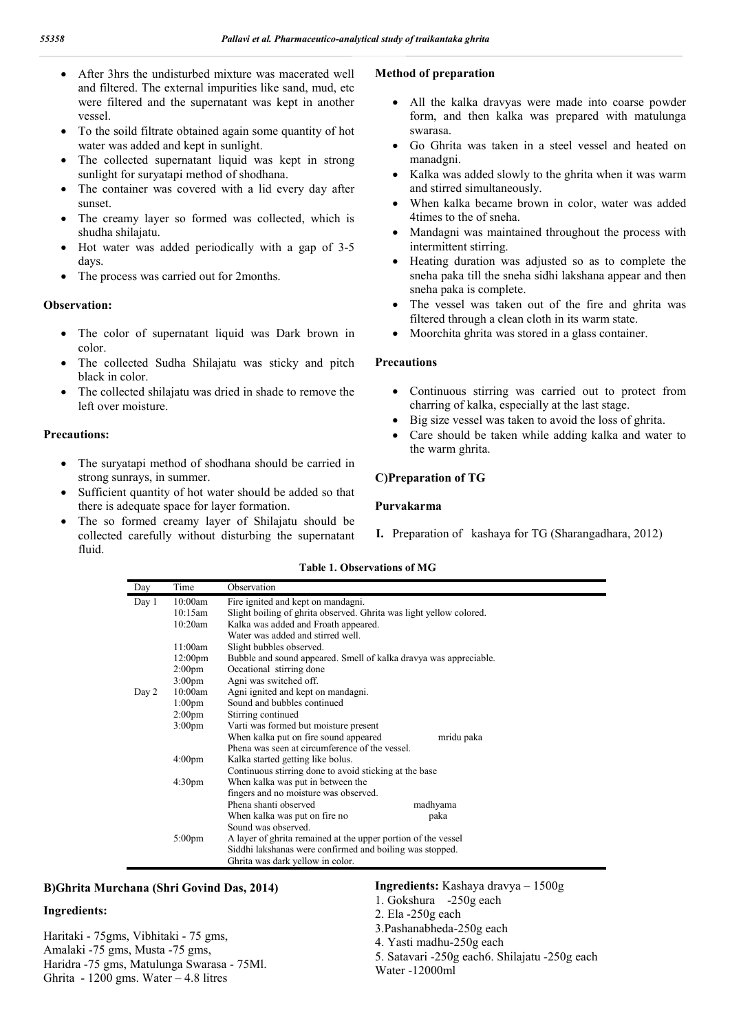- After 3hrs the undisturbed mixture was macerated well and filtered. The external impurities like sand, mud, etc were filtered and the supernatant was kept in another vessel.
- To the soild filtrate obtained again some quantity of hot water was added and kept in sunlight.
- The collected supernatant liquid was kept in strong sunlight for suryatapi method of shodhana.
- The container was covered with a lid every day after sunset.
- The creamy layer so formed was collected, which is shudha shilajatu.
- Hot water was added periodically with a gap of 3-5 days.
- The process was carried out for 2months.

### Observation:

- The color of supernatant liquid was Dark brown in color.
- The collected Sudha Shilajatu was sticky and pitch black in color.
- The collected shilajatu was dried in shade to remove the left over moisture.

### Precautions:

- The suryatapi method of shodhana should be carried in strong sunrays, in summer.
- Sufficient quantity of hot water should be added so that there is adequate space for layer formation.
- The so formed creamy layer of Shilajatu should be collected carefully without disturbing the supernatant fluid.

### Method of preparation

- All the kalka dravyas were made into coarse powder form, and then kalka was prepared with matulunga swarasa.
- Go Ghrita was taken in a steel vessel and heated on manadgni.
- Kalka was added slowly to the ghrita when it was warm and stirred simultaneously.
- When kalka became brown in color, water was added 4times to the of sneha.
- Mandagni was maintained throughout the process with intermittent stirring.
- Heating duration was adjusted so as to complete the sneha paka till the sneha sidhi lakshana appear and then sneha paka is complete.
- The vessel was taken out of the fire and ghrita was filtered through a clean cloth in its warm state.
- Moorchita ghrita was stored in a glass container.

### Precautions

- Continuous stirring was carried out to protect from charring of kalka, especially at the last stage.
- Big size vessel was taken to avoid the loss of ghrita.
- Care should be taken while adding kalka and water to the warm ghrita.

### C)Preparation of TG

### Purvakarma

**I.** Preparation of kashaya for TG (Sharangadhara, 2012)

**Table 1. Observations of MG**

| Day | Time | Observation | |
|---|---|---|---|
| Day 1 | 10:00am | Fire ignited and kept on mandagni. | |
| | 10:15am | Slight boiling of ghrita observed. Ghrita was light yellow colored. | |
| | 10:20am | Kalka was added and Froath appeared. | |
| | | Water was added and stirred well. | |
| | 11:00am | Slight bubbles observed. | |
| | 12:00pm | Bubble and sound appeared. Smell of kalka dravya was appreciable. | |
| | 2:00pm | Occational stirring done | |
| | 3:00pm | Agni was switched off. | |
| Day 2 | 10:00am | Agni ignited and kept on mandagni. | |
| | 1:00pm | Sound and bubbles continued | |
| | 2:00pm | Stirring continued | |
| | 3:00pm | Varti was formed but moisture present | |
| | | When kalka put on fire sound appeared | mridu paka |
| | | Phena was seen at circumference of the vessel. | |
| | 4:00pm | Kalka started getting like bolus. | |
| | | Continuous stirring done to avoid sticking at the base | |
| | 4:30pm | When kalka was put in between the fingers and no moisture was observed. | |
| | | Phena shanti observed | madhyama |
| | | When kalka was put on fire no Sound was observed. | paka |
| | 5:00pm | A layer of ghrita remained at the upper portion of the vessel | |
| | | Siddhi lakshanas were confirmed and boiling was stopped. | |
| | | Ghrita was dark yellow in color. | |

### B)Ghrita Murchana (Shri Govind Das, 2014)

### Ingredients:

Haritaki - 75gms, Vibhitaki - 75 gms,
Amalaki -75 gms, Musta -75 gms,
Haridra -75 gms, Matulunga Swarasa - 75Ml.
Ghrita - 1200 gms. Water – 4.8 litres

**Ingredients:** Kashaya dravya – 1500g

1. Gokshura -250g each
2. Ela -250g each
3. Pashanabheda-250g each
4. Yasti madhu-250g each
5. Satavari -250g each6. Shilajatu -250g each

Water -12000ml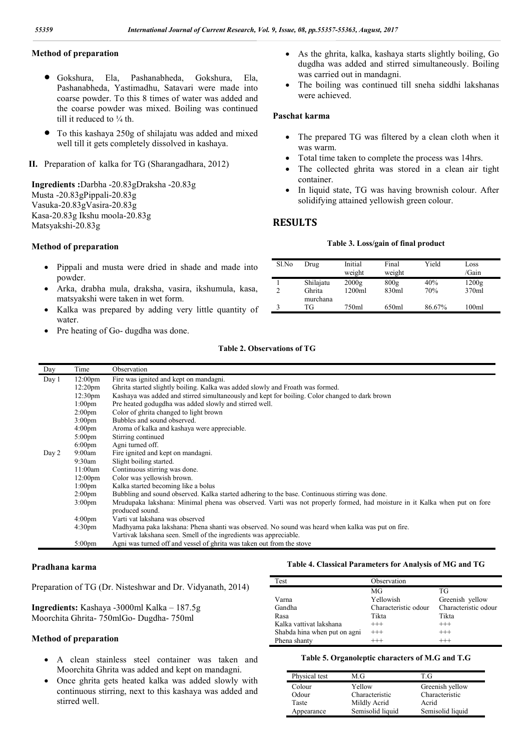## Method of preparation

- Gokshura, Ela, Pashanabheda, Gokshura, Ela, Pashanabheda, Yastimadhu, Satavari were made into coarse powder. To this 8 times of water was added and the coarse powder was mixed. Boiling was continued till it reduced to ¼ th.
- To this kashaya 250g of shilajatu was added and mixed well till it gets completely dissolved in kashaya.

**II.** Preparation of kalka for TG (Sharangadhara, 2012)

**Ingredients :**Darbha -20.83gDraksha -20.83g
Musta -20.83gPippali-20.83g
Vasuka-20.83gVasira-20.83g
Kasa-20.83g Ikshu moola-20.83g
Matsyakshi-20.83g

## Method of preparation

- Pippali and musta were dried in shade and made into powder.
- Arka, drabha mula, draksha, vasira, ikshumula, kasa, matsyakshi were taken in wet form.
- Kalka was prepared by adding very little quantity of water.
- Pre heating of Go- dugdha was done.

**Table 2. Observations of TG**

| Day | Time | Observation |
|---|---|---|
| Day 1 | 12:00pm | Fire was ignited and kept on mandagni. |
| | 12:20pm | Ghrita started slightly boiling. Kalka was added slowly and Froath was formed. |
| | 12:30pm | Kashaya was added and stirred simultaneously and kept for boiling. Color changed to dark brown |
| | 1:00pm | Pre heated godugdha was added slowly and stirred well. |
| | 2:00pm | Color of ghrita changed to light brown |
| | 3:00pm | Bubbles and sound observed. |
| | 4:00pm | Aroma of kalka and kashaya were appreciable. |
| | 5:00pm | Stirring continued |
| | 6:00pm | Agni turned off. |
| Day 2 | 9:00am | Fire ignited and kept on mandagni. |
| | 9:30am | Slight boiling started. |
| | 11:00am | Continuous stirring was done. |
| | 12:00pm | Color was yellowish brown. |
| | 1:00pm | Kalka started becoming like a bolus |
| | 2:00pm | Bubbling and sound observed. Kalka started adhering to the base. Continuous stirring was done. |
| | 3:00pm | Mrudupaka lakshana: Minimal phena was observed. Varti was not properly formed, had moisture in it Kalka when put on fore produced sound. |
| | 4:00pm | Varti vat lakshana was observed |
| | 4:30pm | Madhyama paka lakshana: Phena shanti was observed. No sound was heard when kalka was put on fire. Vartivak lakshana seen. Smell of the ingredients was appreciable. |
| | 5:00pm | Agni was turned off and vessel of ghrita was taken out from the stove |

## Pradhana karma

Preparation of TG (Dr. Nisteshwar and Dr. Vidyanath, 2014)

**Ingredients:** Kashaya -3000ml Kalka – 187.5g
Moorchita Ghrita- 750mlGo- Dugdha- 750ml

## Method of preparation

- A clean stainless steel container was taken and Moorchita Ghrita was added and kept on mandagni.
- Once ghrita gets heated kalka was added slowly with continuous stirring, next to this kashaya was added and stirred well.
- As the ghrita, kalka, kashaya starts slightly boiling, Go dugdha was added and stirred simultaneously. Boiling was carried out in mandagni.
- The boiling was continued till sneha siddhi lakshanas were achieved.

## Paschat karma

- The prepared TG was filtered by a clean cloth when it was warm.
- Total time taken to complete the process was 14hrs.
- The collected ghrita was stored in a clean air tight container.
- In liquid state, TG was having brownish colour. After solidifying attained yellowish green colour.

# RESULTS

**Table 3. Loss/gain of final product**

| Sl.No | Drug | Initial weight | Final weight | Yield | Loss /Gain |
|---|---|---|---|---|---|
| 1 | Shilajatu | 2000g | 800g | 40% | 1200g |
| 2 | Ghrita murchana | 1200ml | 830ml | 70% | 370ml |
| 3 | TG | 750ml | 650ml | 86.67% | 100ml |

**Table 4. Classical Parameters for Analysis of MG and TG**

| Test | Observation | |
|---|---|---|
| | MG | TG |
| Varna | Yellowish | Greenish yellow |
| Gandha | Characteristic odour | Characteristic odour |
| Rasa | Tikta | Tikta |
| Kalka vattivat lakshana | +++ | +++ |
| Shabda hina when put on agni | +++ | +++ |
| Phena shanty | +++ | +++ |

**Table 5. Organoleptic characters of M.G and T.G**

| Physical test | M.G | T.G |
|---|---|---|
| Colour | Yellow | Greenish yellow |
| Odour | Characteristic | Characteristic |
| Taste | Mildly Acrid | Acrid |
| Appearance | Semisolid liquid | Semisolid liquid |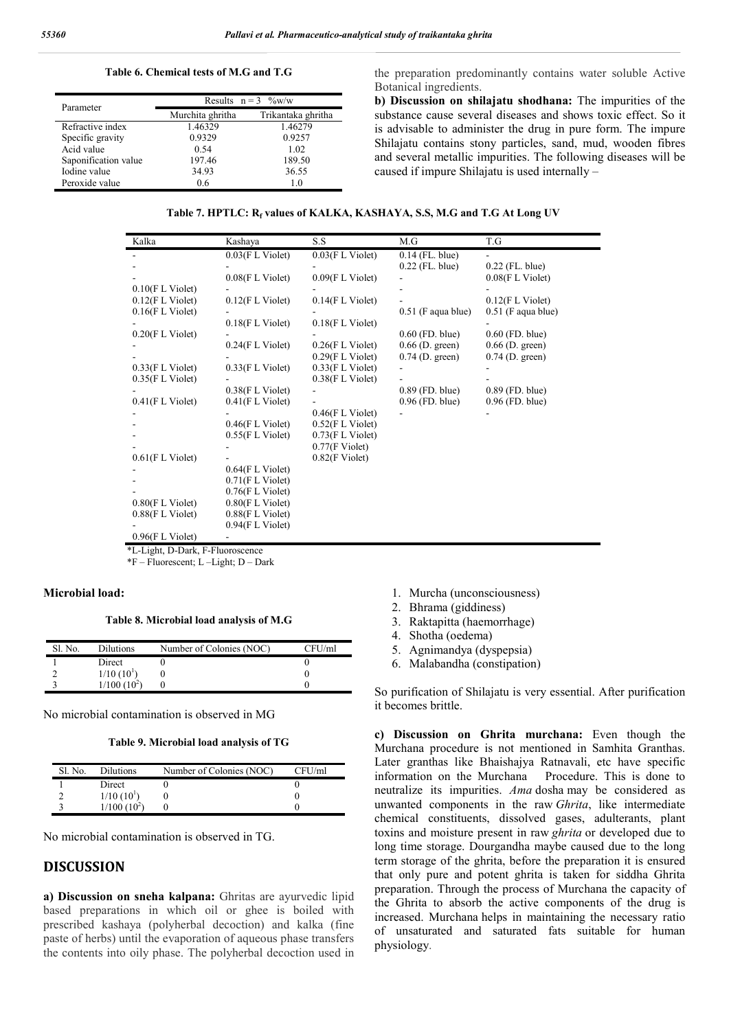**Table 6. Chemical tests of M.G and T.G**

| Parameter | Results n = 3 %w/w | |
|---|---|---|
| | Murchita ghritha | Trikantaka ghritha |
| Refractive index | 1.46329 | 1.46279 |
| Specific gravity | 0.9329 | 0.9257 |
| Acid value | 0.54 | 1.02 |
| Saponification value | 197.46 | 189.50 |
| Iodine value | 34.93 | 36.55 |
| Peroxide value | 0.6 | 1.0 |

**Table 7. HPTLC: $R_f$ values of KALKA, KASHAYA, S.S, M.G and T.G At Long UV**

| Kalka | Kashaya | S.S | M.G | T.G |
|---|---|---|---|---|
| - | 0.03(F L Violet) | 0.03(F L Violet) | 0.14 (FL. blue) | - |
| - | - | - | 0.22 (FL. blue) | 0.22 (FL. blue) |
| - | 0.08(F L Violet) | 0.09(F L Violet) | - | 0.08(F L Violet) |
| 0.10(F L Violet) | - | - | - | - |
| 0.12(F L Violet) | 0.12(F L Violet) | 0.14(F L Violet) | - | 0.12(F L Violet) |
| 0.16(F L Violet) | - | - | 0.51 (F aqua blue) | 0.51 (F aqua blue) |
| - | 0.18(F L Violet) | 0.18(F L Violet) | | - |
| 0.20(F L Violet) | - | - | 0.60 (FD. blue) | 0.60 (FD. blue) |
| - | 0.24(F L Violet) | 0.26(F L Violet) | 0.66 (D. green) | 0.66 (D. green) |
| - | - | 0.29(F L Violet) | 0.74 (D. green) | 0.74 (D. green) |
| 0.33(F L Violet) | 0.33(F L Violet) | 0.33(F L Violet) | - | - |
| 0.35(F L Violet) | - | 0.38(F L Violet) | - | - |
| - | 0.38(F L Violet) | - | 0.89 (FD. blue) | 0.89 (FD. blue) |
| 0.41(F L Violet) | 0.41(F L Violet) | - | 0.96 (FD. blue) | 0.96 (FD. blue) |
| - | - | 0.46(F L Violet) | - | - |
| - | 0.46(F L Violet) | 0.52(F L Violet) | | |
| - | 0.55(F L Violet) | 0.73(F L Violet) | | |
| - | - | 0.77(F Violet) | | |
| 0.61(F L Violet) | - | 0.82(F Violet) | | |
| - | 0.64(F L Violet) | | | |
| - | 0.71(F L Violet) | | | |
| - | 0.76(F L Violet) | | | |
| 0.80(F L Violet) | 0.80(F L Violet) | | | |
| 0.88(F L Violet) | 0.88(F L Violet) | | | |
| - | 0.94(F L Violet) | | | |
| 0.96(F L Violet) | - | | | |

*L-Light, D-Dark, F-Fluoroscence

*F – Fluorescent; L –Light; D – Dark

**Microbial load:**

**Table 8. Microbial load analysis of M.G**

| Sl. No. | Dilutions | Number of Colonies (NOC) | CFU/ml |
|---|---|---|---|
| 1 | Direct | 0 | 0 |
| 2 | 1/10 ($10^1$) | 0 | 0 |
| 3 | 1/100 ($10^2$) | 0 | 0 |

No microbial contamination is observed in MG

**Table 9. Microbial load analysis of TG**

| Sl. No. | Dilutions | Number of Colonies (NOC) | CFU/ml |
|---|---|---|---|
| 1 | Direct | 0 | 0 |
| 2 | 1/10 ($10^1$) | 0 | 0 |
| 3 | 1/100 ($10^2$) | 0 | 0 |

No microbial contamination is observed in TG.

## DISCUSSION

**a) Discussion on sneha kalpana:** Ghritas are ayurvedic lipid based preparations in which oil or ghee is boiled with prescribed kashaya (polyherbal decoction) and kalka (fine paste of herbs) until the evaporation of aqueous phase transfers the contents into oily phase. The polyherbal decoction used in the preparation predominantly contains water soluble Active Botanical ingredients.

**b) Discussion on shilajatu shodhana:** The impurities of the substance cause several diseases and shows toxic effect. So it is advisable to administer the drug in pure form. The impure Shilajatu contains stony particles, sand, mud, wooden fibres and several metallic impurities. The following diseases will be caused if impure Shilajatu is used internally –

1. Murcha (unconsciousness)
2. Bhrama (giddiness)
3. Raktapitta (haemorrhage)
4. Shotha (oedema)
5. Agnimandya (dyspepsia)
6. Malabandha (constipation)

So purification of Shilajatu is very essential. After purification it becomes brittle.

**c) Discussion on Ghrita murchana:** Even though the Murchana procedure is not mentioned in Samhita Granthas. Later granthas like Bhaishajya Ratnavali, etc have specific information on the Murchana Procedure. This is done to neutralize its impurities. *Ama* dosha may be considered as unwanted components in the raw *Ghrita*, like intermediate chemical constituents, dissolved gases, adulterants, plant toxins and moisture present in raw *ghrita* or developed due to long time storage. Dourgandha maybe caused due to the long term storage of the ghrita, before the preparation it is ensured that only pure and potent ghrita is taken for siddha Ghrita preparation. Through the process of Murchana the capacity of the Ghrita to absorb the active components of the drug is increased. Murchana helps in maintaining the necessary ratio of unsaturated and saturated fats suitable for human physiology.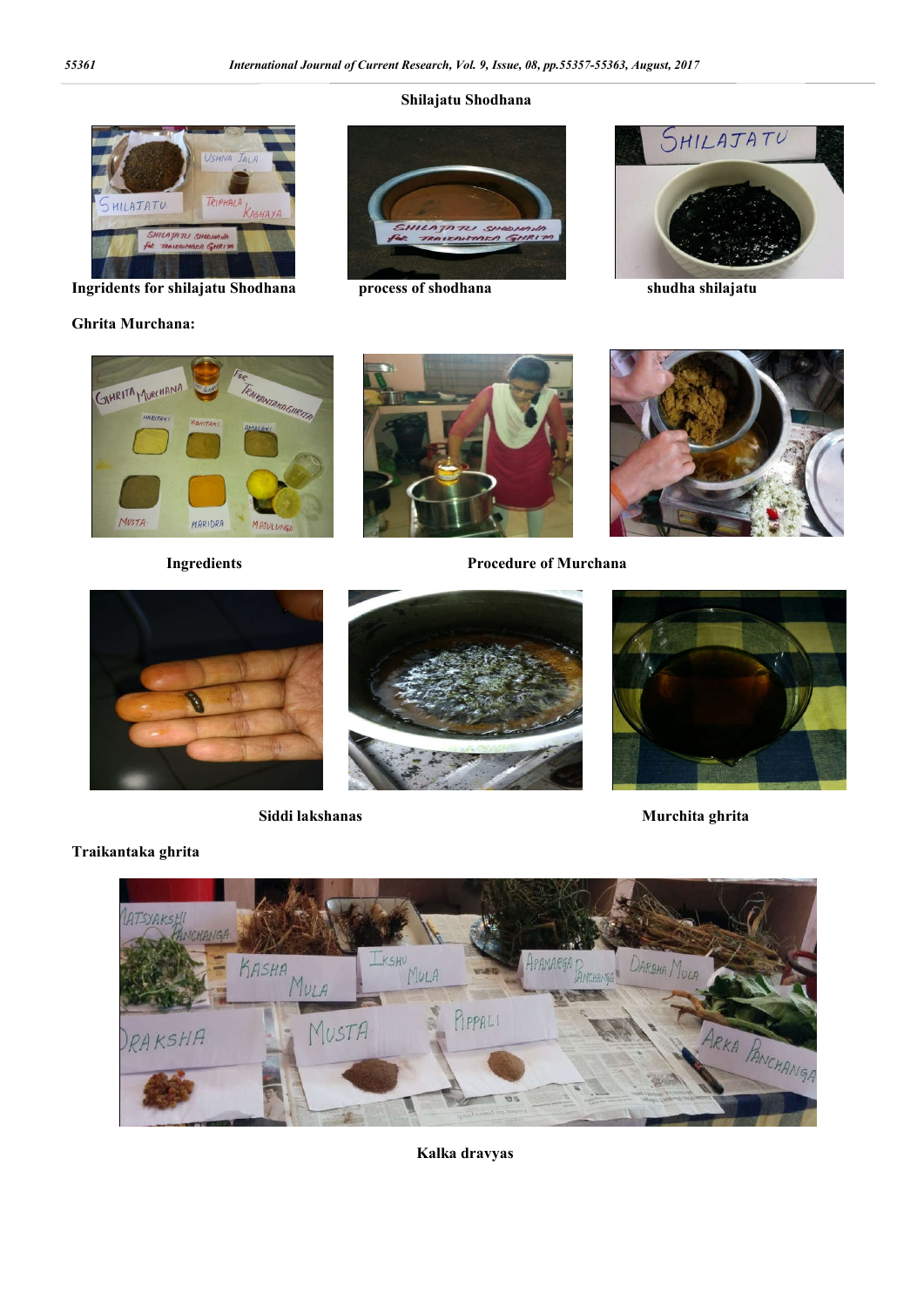**Shilajatu Shodhana**

Ingridents for shilajatu Shodhana

process of shodhana

shudha shilajatu

**Ghrita Murchana:**

Ingredients

Procedure of Murchana

Siddi lakshanas

Murchita ghrita

**Traikantaka ghrita**

Kalka dravyas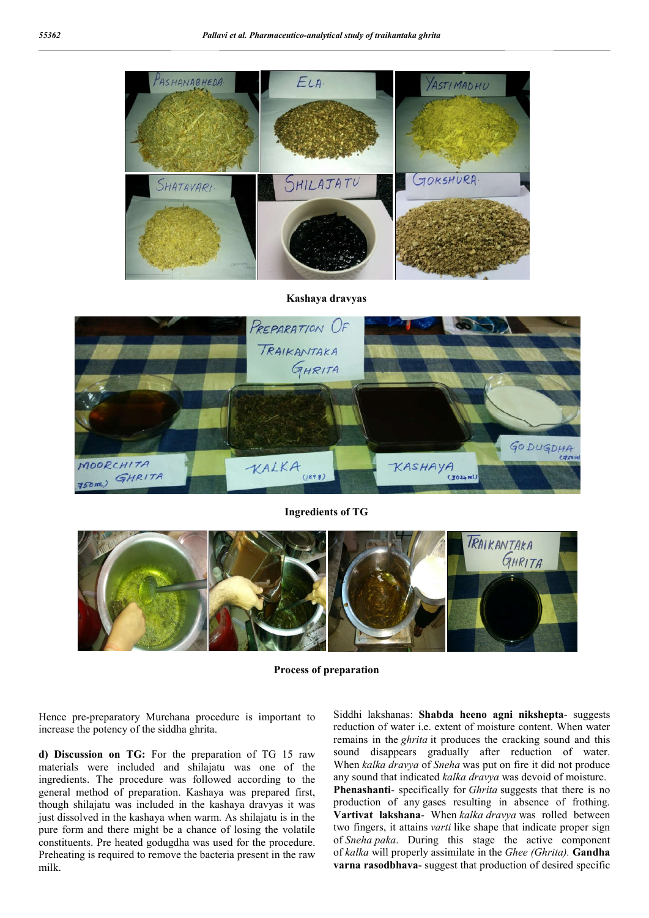Kashaya dravyas

Ingredients of TG

Process of preparation

Hence pre-preparatory Murchana procedure is important to increase the potency of the siddha ghrita.

**d) Discussion on TG:** For the preparation of TG 15 raw materials were included and shilajatu was one of the ingredients. The procedure was followed according to the general method of preparation. Kashaya was prepared first, though shilajatu was included in the kashaya dravyas it was just dissolved in the kashaya when warm. As shilajatu is in the pure form and there might be a chance of losing the volatile constituents. Pre heated godugdha was used for the procedure. Preheating is required to remove the bacteria present in the raw milk.

Siddhi lakshanas: **Shabda heeno agni nikshepta**- suggests reduction of water i.e. extent of moisture content. When water remains in the *ghrita* it produces the cracking sound and this sound disappears gradually after reduction of water. When *kalka dravya* of *Sneha* was put on fire it did not produce any sound that indicated *kalka dravya* was devoid of moisture. **Phenashanti**- specifically for *Ghrita* suggests that there is no production of any gases resulting in absence of frothing. **Vartivat lakshana**- When *kalka dravya* was rolled between two fingers, it attains *varti* like shape that indicate proper sign of *Sneha paka*. During this stage the active component of *kalka* will properly assimilate in the *Ghee (Ghrita).* **Gandha varna rasodbhava**- suggest that production of desired specific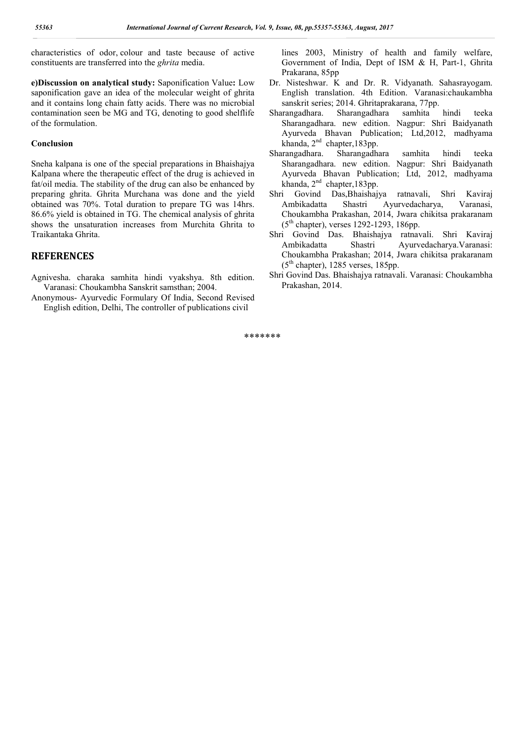characteristics of odor, colour and taste because of active constituents are transferred into the *ghrita* media.

**e)Discussion on analytical study:** Saponification Value**:** Low saponification gave an idea of the molecular weight of ghrita and it contains long chain fatty acids. There was no microbial contamination seen be MG and TG, denoting to good shelflife of the formulation.

### Conclusion

Sneha kalpana is one of the special preparations in Bhaishajya Kalpana where the therapeutic effect of the drug is achieved in fat/oil media. The stability of the drug can also be enhanced by preparing ghrita. Ghrita Murchana was done and the yield obtained was 70%. Total duration to prepare TG was 14hrs. 86.6% yield is obtained in TG. The chemical analysis of ghrita shows the unsaturation increases from Murchita Ghrita to Traikantaka Ghrita.

## REFERENCES

Agnivesha. charaka samhita hindi vyakshya. 8th edition. Varanasi: Choukambha Sanskrit samsthan; 2004.

Anonymous- Ayurvedic Formulary Of India, Second Revised English edition, Delhi, The controller of publications civil lines 2003, Ministry of health and family welfare, Government of India, Dept of ISM & H, Part-1, Ghrita Prakarana, 85pp

Dr. Nisteshwar. K and Dr. R. Vidyanath. Sahasrayogam. English translation. 4th Edition. Varanasi:chaukambha sanskrit series; 2014. Ghritaprakarana, 77pp.

Sharangadhara. Sharangadhara samhita hindi teeka Sharangadhara. new edition. Nagpur: Shri Baidyanath Ayurveda Bhavan Publication; Ltd,2012, madhyama khanda, 2nd chapter,183pp.

Sharangadhara. Sharangadhara samhita hindi teeka Sharangadhara. new edition. Nagpur: Shri Baidyanath Ayurveda Bhavan Publication; Ltd, 2012, madhyama khanda, 2nd chapter,183pp.

Shri Govind Das,Bhaishajya ratnavali, Shri Kaviraj Ambikadatta Shastri Ayurvedacharya, Varanasi, Choukambha Prakashan, 2014, Jwara chikitsa prakaranam (5th chapter), verses 1292-1293, 186pp.

Shri Govind Das. Bhaishajya ratnavali. Shri Kaviraj Ambikadatta Shastri Ayurvedacharya.Varanasi: Choukambha Prakashan; 2014, Jwara chikitsa prakaranam (5th chapter), 1285 verses, 185pp.

Shri Govind Das. Bhaishajya ratnavali. Varanasi: Choukambha Prakashan, 2014.

*******